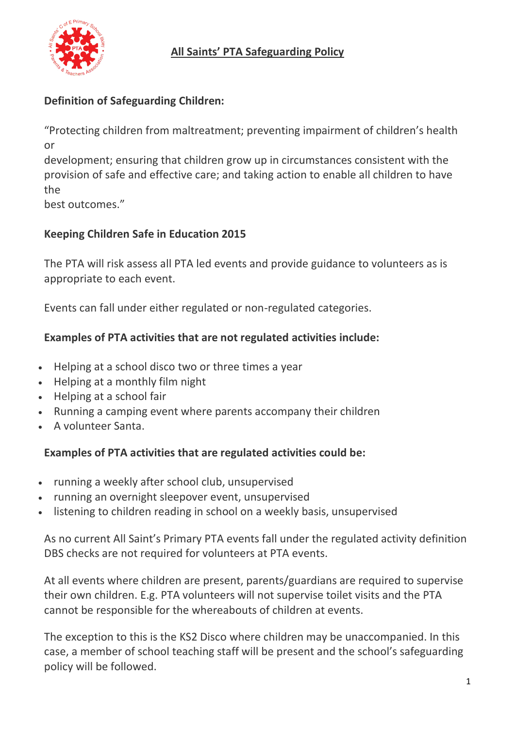# All Saints' PTA Safeguarding Policy

**Definition of Safeguarding Children:**

"Protecting children from maltreatment; preventing impairment of children's health or development; ensuring that children grow up in circumstances consistent with the provision of safe and effective care; and taking action to enable all children to have the best outcomes."

**Keeping Children Safe in Education 2015**

The PTA will risk assess all PTA led events and provide guidance to volunteers as is appropriate to each event.

Events can fall under either regulated or non-regulated categories.

**Examples of PTA activities that are not regulated activities include:**

- Helping at a school disco two or three times a year
- Helping at a monthly film night
- Helping at a school fair
- Running a camping event where parents accompany their children
- A volunteer Santa.

**Examples of PTA activities that are regulated activities could be:**

- running a weekly after school club, unsupervised
- running an overnight sleepover event, unsupervised
- listening to children reading in school on a weekly basis, unsupervised

As no current All Saint's Primary PTA events fall under the regulated activity definition DBS checks are not required for volunteers at PTA events.

At all events where children are present, parents/guardians are required to supervise their own children. E.g. PTA volunteers will not supervise toilet visits and the PTA cannot be responsible for the whereabouts of children at events.

The exception to this is the KS2 Disco where children may be unaccompanied. In this case, a member of school teaching staff will be present and the school's safeguarding policy will be followed.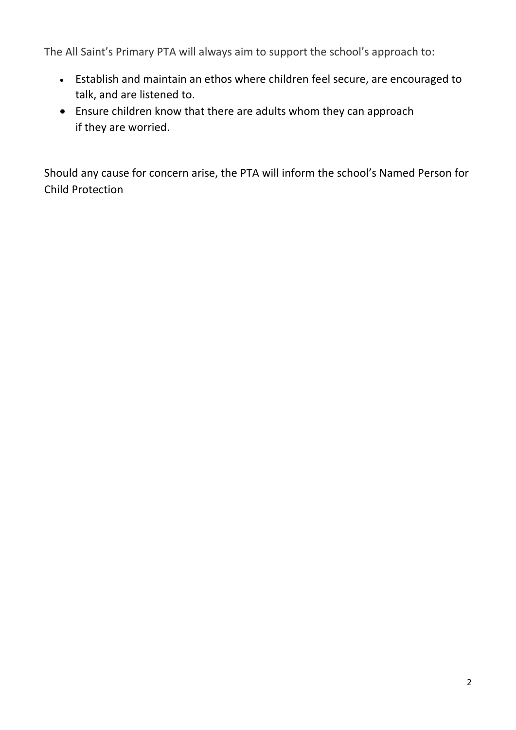The All Saint's Primary PTA will always aim to support the school's approach to:

- Establish and maintain an ethos where children feel secure, are encouraged to talk, and are listened to.
- Ensure children know that there are adults whom they can approach if they are worried.

Should any cause for concern arise, the PTA will inform the school's Named Person for Child Protection